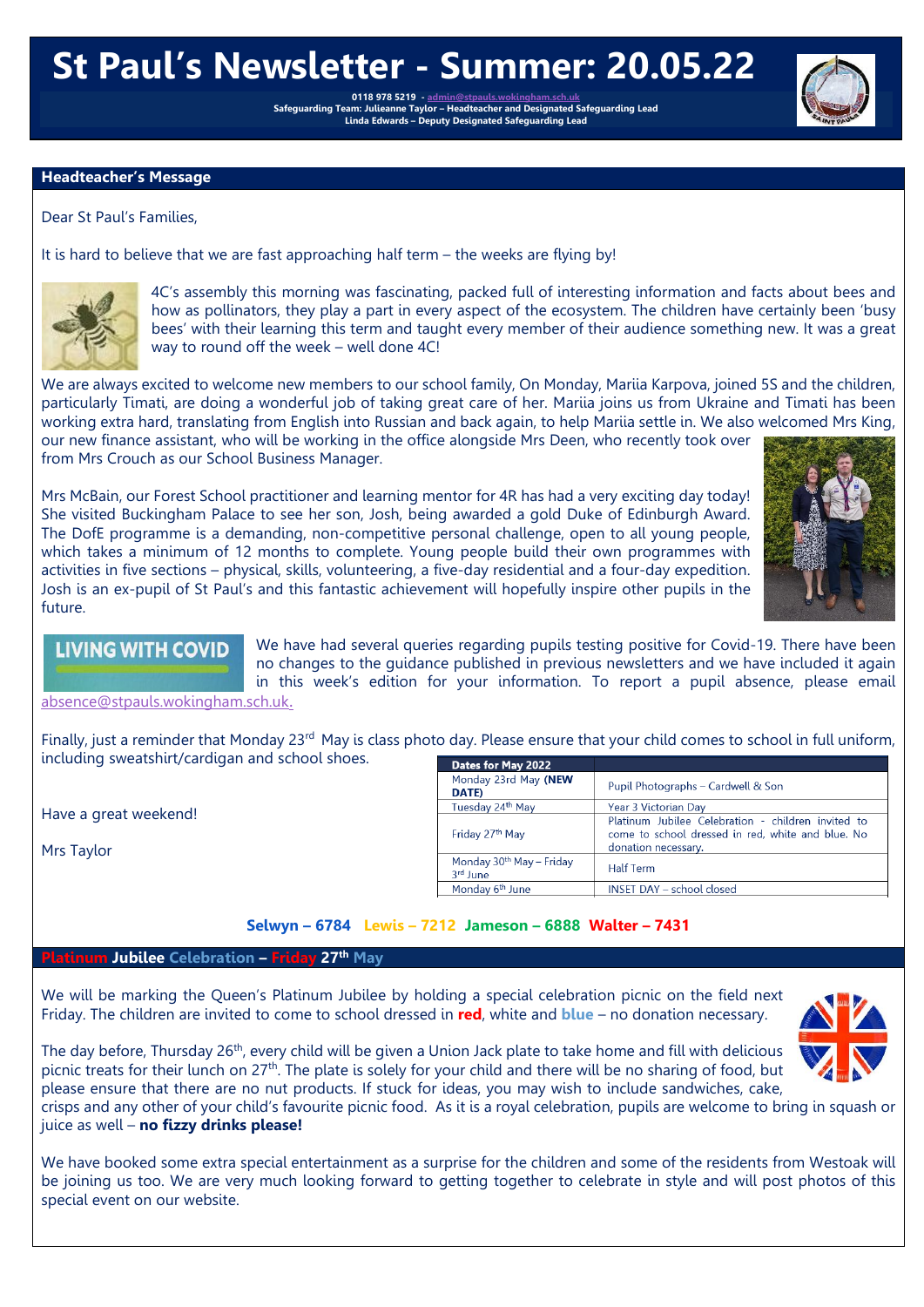# St Paul's Newsletter - Summer: 20.05.22

0118 978 5219 - admin@stpauls.wokingham.sch.uk
Safeguarding Team: Julieanne Taylor – Headteacher and Designated Safeguarding Lead
Linda Edwards – Deputy Designated Safeguarding Lead

## Headteacher's Message

Dear St Paul's Families,

It is hard to believe that we are fast approaching half term – the weeks are flying by!

4C's assembly this morning was fascinating, packed full of interesting information and facts about bees and how as pollinators, they play a part in every aspect of the ecosystem. The children have certainly been 'busy bees' with their learning this term and taught every member of their audience something new. It was a great way to round off the week – well done 4C!

We are always excited to welcome new members to our school family, On Monday, Mariia Karpova, joined 5S and the children, particularly Timati, are doing a wonderful job of taking great care of her. Mariia joins us from Ukraine and Timati has been working extra hard, translating from English into Russian and back again, to help Mariia settle in. We also welcomed Mrs King, our new finance assistant, who will be working in the office alongside Mrs Deen, who recently took over from Mrs Crouch as our School Business Manager.

Mrs McBain, our Forest School practitioner and learning mentor for 4R has had a very exciting day today! She visited Buckingham Palace to see her son, Josh, being awarded a gold Duke of Edinburgh Award. The DofE programme is a demanding, non-competitive personal challenge, open to all young people, which takes a minimum of 12 months to complete. Young people build their own programmes with activities in five sections – physical, skills, volunteering, a five-day residential and a four-day expedition. Josh is an ex-pupil of St Paul's and this fantastic achievement will hopefully inspire other pupils in the future.

**LIVING WITH COVID**

We have had several queries regarding pupils testing positive for Covid-19. There have been no changes to the guidance published in previous newsletters and we have included it again in this week's edition for your information. To report a pupil absence, please email absence@stpauls.wokingham.sch.uk.

Finally, just a reminder that Monday 23rd May is class photo day. Please ensure that your child comes to school in full uniform, including sweatshirt/cardigan and school shoes.

| Dates for May 2022 | |
|---|---|
| Monday 23rd May **(NEW DATE)** | Pupil Photographs – Cardwell & Son |
| Tuesday 24th May | Year 3 Victorian Day |
| Friday 27th May | Platinum Jubilee Celebration - children invited to come to school dressed in red, white and blue. No donation necessary. |
| Monday 30th May – Friday 3rd June | Half Term |
| Monday 6th June | INSET DAY – school closed |

Have a great weekend!

Mrs Taylor

**Selwyn – 6784 Lewis – 7212 Jameson – 6888 Walter – 7431**

## Platinum Jubilee Celebration – Friday 27th May

We will be marking the Queen's Platinum Jubilee by holding a special celebration picnic on the field next Friday. The children are invited to come to school dressed in **red**, white and **blue** – no donation necessary.

The day before, Thursday 26th, every child will be given a Union Jack plate to take home and fill with delicious picnic treats for their lunch on 27th. The plate is solely for your child and there will be no sharing of food, but please ensure that there are no nut products. If stuck for ideas, you may wish to include sandwiches, cake, crisps and any other of your child's favourite picnic food. As it is a royal celebration, pupils are welcome to bring in squash or juice as well – **no fizzy drinks please!**

We have booked some extra special entertainment as a surprise for the children and some of the residents from Westoak will be joining us too. We are very much looking forward to getting together to celebrate in style and will post photos of this special event on our website.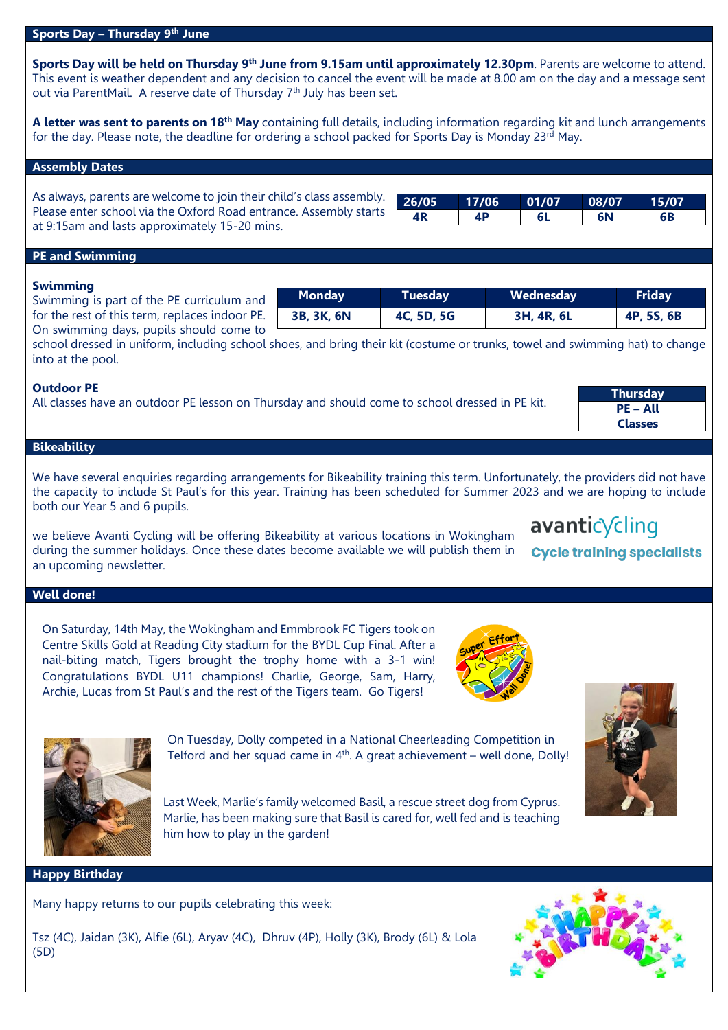## Sports Day – Thursday 9th June

**Sports Day will be held on Thursday 9th June from 9.15am until approximately 12.30pm**. Parents are welcome to attend. This event is weather dependent and any decision to cancel the event will be made at 8.00 am on the day and a message sent out via ParentMail. A reserve date of Thursday 7th July has been set.

**A letter was sent to parents on 18th May** containing full details, including information regarding kit and lunch arrangements for the day. Please note, the deadline for ordering a school packed for Sports Day is Monday 23rd May.

## Assembly Dates

As always, parents are welcome to join their child's class assembly. Please enter school via the Oxford Road entrance. Assembly starts at 9:15am and lasts approximately 15-20 mins.

| 26/05 | 17/06 | 01/07 | 08/07 | 15/07 |
|---|---|---|---|---|
| 4R | 4P | 6L | 6N | 6B |

## PE and Swimming

### Swimming

Swimming is part of the PE curriculum and for the rest of this term, replaces indoor PE. On swimming days, pupils should come to school dressed in uniform, including school shoes, and bring their kit (costume or trunks, towel and swimming hat) to change into at the pool.

| Monday | Tuesday | Wednesday | Friday |
|---|---|---|---|
| 3B, 3K, 6N | 4C, 5D, 5G | 3H, 4R, 6L | 4P, 5S, 6B |

### Outdoor PE

All classes have an outdoor PE lesson on Thursday and should come to school dressed in PE kit.

| Thursday |
|---|
| PE – All Classes |

## Bikeability

We have several enquiries regarding arrangements for Bikeability training this term. Unfortunately, the providers did not have the capacity to include St Paul's for this year. Training has been scheduled for Summer 2023 and we are hoping to include both our Year 5 and 6 pupils.

we believe Avanti Cycling will be offering Bikeability at various locations in Wokingham during the summer holidays. Once these dates become available we will publish them in an upcoming newsletter.

avanticycling
Cycle training specialists

## Well done!

On Saturday, 14th May, the Wokingham and Emmbrook FC Tigers took on Centre Skills Gold at Reading City stadium for the BYDL Cup Final. After a nail-biting match, Tigers brought the trophy home with a 3-1 win! Congratulations BYDL U11 champions! Charlie, George, Sam, Harry, Archie, Lucas from St Paul's and the rest of the Tigers team. Go Tigers!

On Tuesday, Dolly competed in a National Cheerleading Competition in Telford and her squad came in 4th. A great achievement – well done, Dolly!

Last Week, Marlie's family welcomed Basil, a rescue street dog from Cyprus. Marlie, has been making sure that Basil is cared for, well fed and is teaching him how to play in the garden!

## Happy Birthday

Many happy returns to our pupils celebrating this week:

Tsz (4C), Jaidan (3K), Alfie (6L), Aryav (4C), Dhruv (4P), Holly (3K), Brody (6L) & Lola (5D)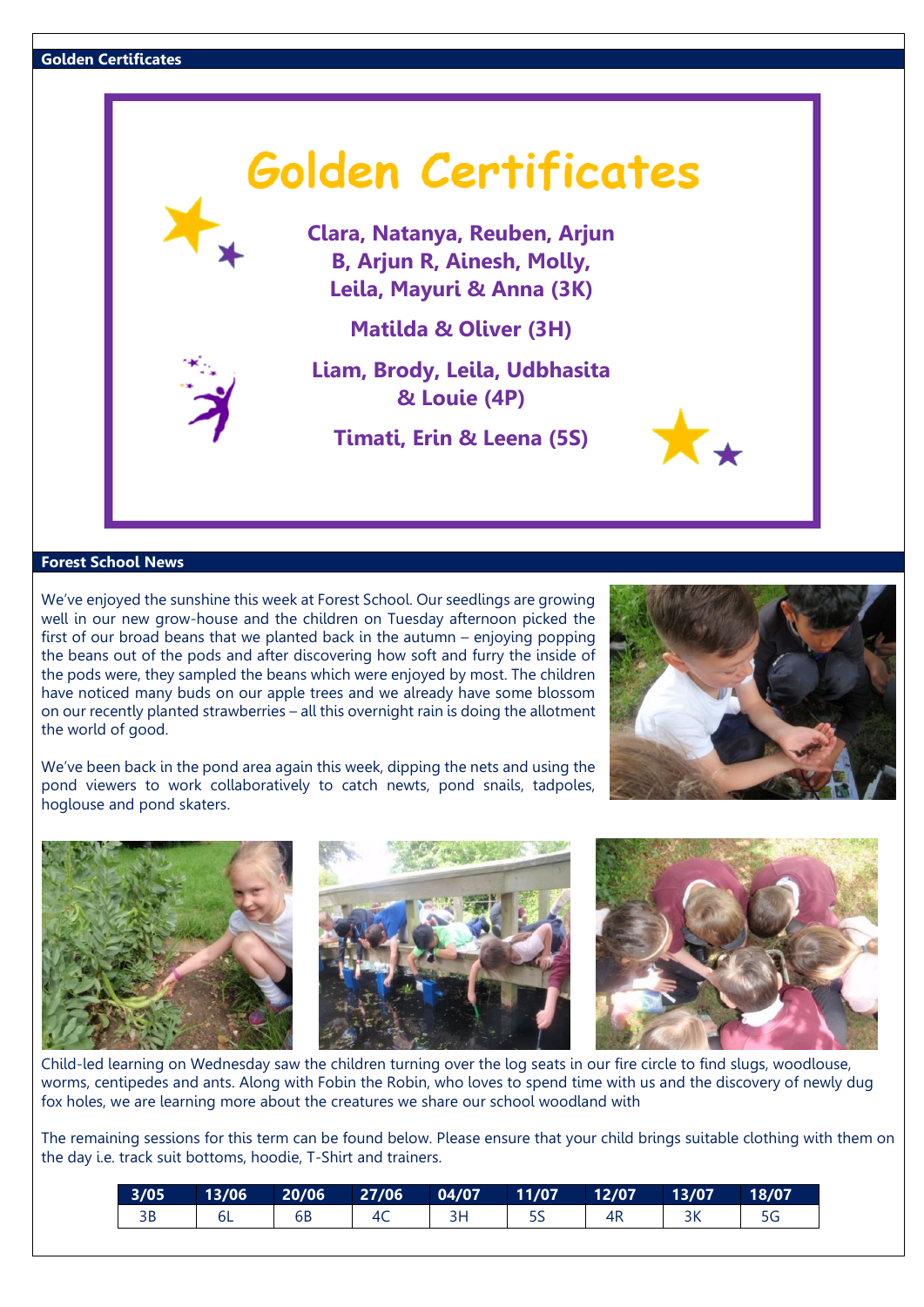## Golden Certificates

# Golden Certificates

**Clara, Natanya, Reuben, Arjun B, Arjun R, Ainesh, Molly, Leila, Mayuri & Anna (3K)**

**Matilda & Oliver (3H)**

**Liam, Brody, Leila, Udbhasita & Louie (4P)**

**Timati, Erin & Leena (5S)**

## Forest School News

We've enjoyed the sunshine this week at Forest School. Our seedlings are growing well in our new grow-house and the children on Tuesday afternoon picked the first of our broad beans that we planted back in the autumn – enjoying popping the beans out of the pods and after discovering how soft and furry the inside of the pods were, they sampled the beans which were enjoyed by most. The children have noticed many buds on our apple trees and we already have some blossom on our recently planted strawberries – all this overnight rain is doing the allotment the world of good.

We've been back in the pond area again this week, dipping the nets and using the pond viewers to work collaboratively to catch newts, pond snails, tadpoles, hoglouse and pond skaters.

Child-led learning on Wednesday saw the children turning over the log seats in our fire circle to find slugs, woodlouse, worms, centipedes and ants. Along with Fobin the Robin, who loves to spend time with us and the discovery of newly dug fox holes, we are learning more about the creatures we share our school woodland with

The remaining sessions for this term can be found below. Please ensure that your child brings suitable clothing with them on the day i.e. track suit bottoms, hoodie, T-Shirt and trainers.

| 3/05 | 13/06 | 20/06 | 27/06 | 04/07 | 11/07 | 12/07 | 13/07 | 18/07 |
|---|---|---|---|---|---|---|---|---|
| 3B | 6L | 6B | 4C | 3H | 5S | 4R | 3K | 5G |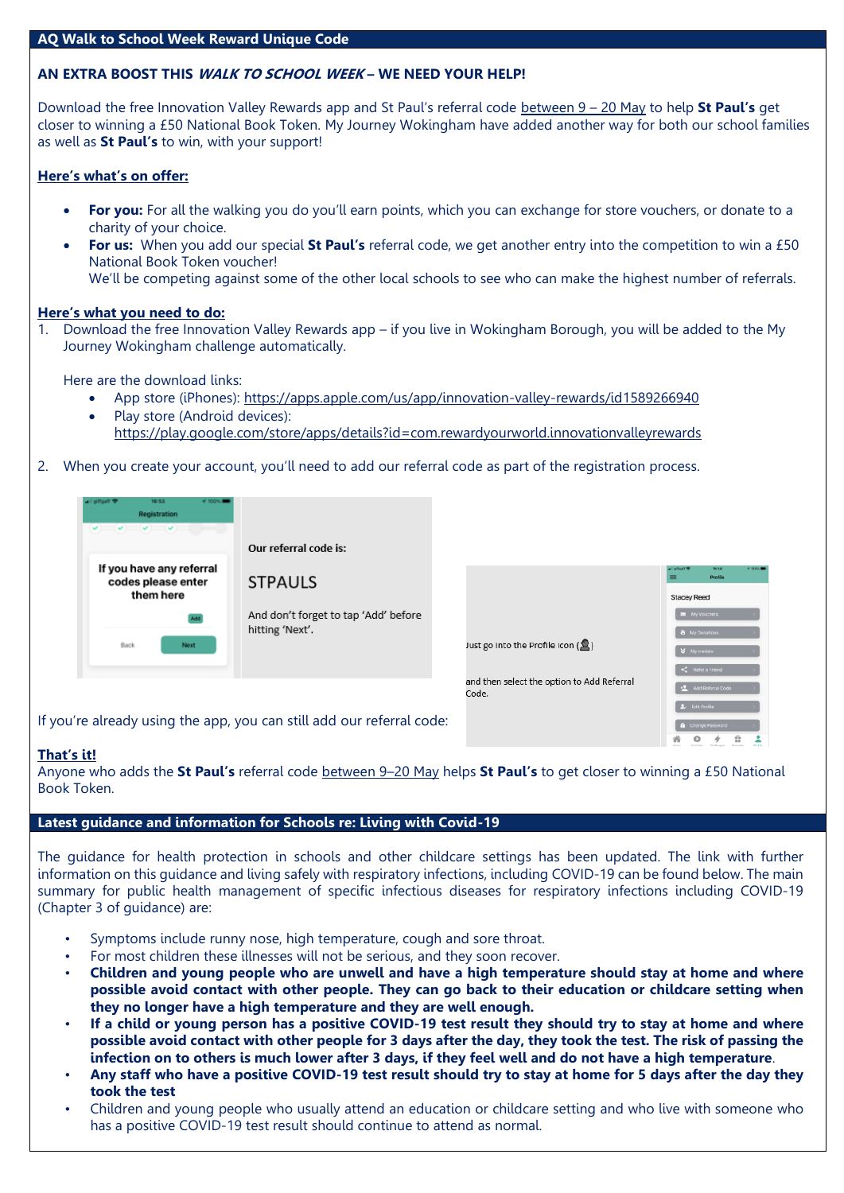## AQ Walk to School Week Reward Unique Code

**AN EXTRA BOOST THIS *WALK TO SCHOOL WEEK* – WE NEED YOUR HELP!**

Download the free Innovation Valley Rewards app and St Paul's referral code between 9 – 20 May to help **St Paul's** get closer to winning a £50 National Book Token. My Journey Wokingham have added another way for both our school families as well as **St Paul's** to win, with your support!

**Here's what's on offer:**

- **For you:** For all the walking you do you'll earn points, which you can exchange for store vouchers, or donate to a charity of your choice.
- **For us:** When you add our special **St Paul's** referral code, we get another entry into the competition to win a £50 National Book Token voucher!
  We'll be competing against some of the other local schools to see who can make the highest number of referrals.

**Here's what you need to do:**

1. Download the free Innovation Valley Rewards app – if you live in Wokingham Borough, you will be added to the My Journey Wokingham challenge automatically.

   Here are the download links:
   - App store (iPhones): https://apps.apple.com/us/app/innovation-valley-rewards/id1589266940
   - Play store (Android devices): https://play.google.com/store/apps/details?id=com.rewardyourworld.innovationvalleyrewards

2. When you create your account, you'll need to add our referral code as part of the registration process.

Our referral code is:

STPAULS

And don't forget to tap 'Add' before hitting 'Next'.

If you're already using the app, you can still add our referral code:

Just go into the Profile icon ( ) and then select the option to Add Referral Code.

**That's it!**
Anyone who adds the **St Paul's** referral code between 9–20 May helps **St Paul's** to get closer to winning a £50 National Book Token.

## Latest guidance and information for Schools re: Living with Covid-19

The guidance for health protection in schools and other childcare settings has been updated. The link with further information on this guidance and living safely with respiratory infections, including COVID-19 can be found below. The main summary for public health management of specific infectious diseases for respiratory infections including COVID-19 (Chapter 3 of guidance) are:

- Symptoms include runny nose, high temperature, cough and sore throat.
- For most children these illnesses will not be serious, and they soon recover.
- **Children and young people who are unwell and have a high temperature should stay at home and where possible avoid contact with other people. They can go back to their education or childcare setting when they no longer have a high temperature and they are well enough.**
- **If a child or young person has a positive COVID-19 test result they should try to stay at home and where possible avoid contact with other people for 3 days after the day, they took the test. The risk of passing the infection on to others is much lower after 3 days, if they feel well and do not have a high temperature**.
- **Any staff who have a positive COVID-19 test result should try to stay at home for 5 days after the day they took the test**
- Children and young people who usually attend an education or childcare setting and who live with someone who has a positive COVID-19 test result should continue to attend as normal.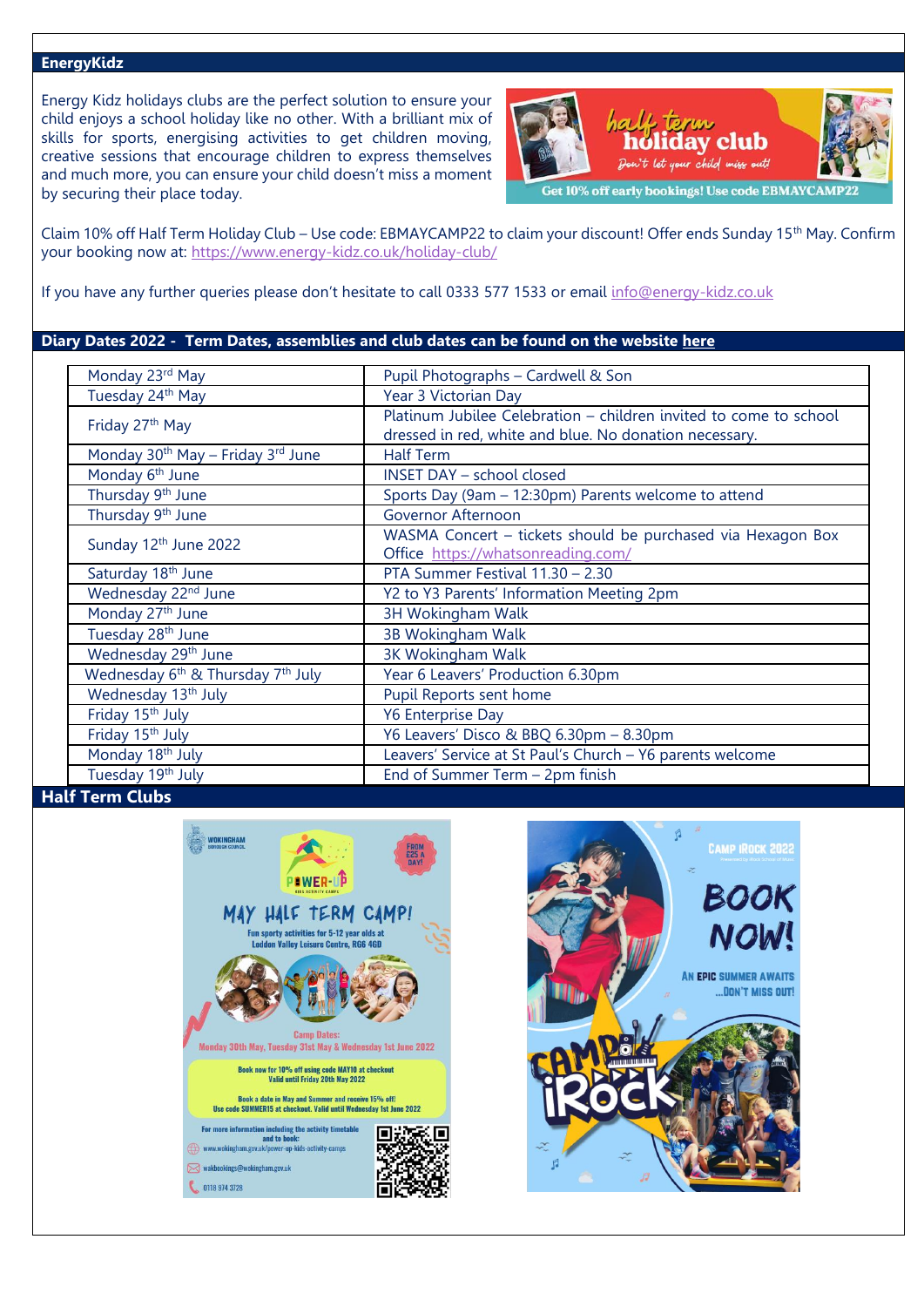## EnergyKidz

Energy Kidz holidays clubs are the perfect solution to ensure your child enjoys a school holiday like no other. With a brilliant mix of skills for sports, energising activities to get children moving, creative sessions that encourage children to express themselves and much more, you can ensure your child doesn't miss a moment by securing their place today.

Claim 10% off Half Term Holiday Club – Use code: EBMAYCAMP22 to claim your discount! Offer ends Sunday 15th May. Confirm your booking now at: https://www.energy-kidz.co.uk/holiday-club/

If you have any further queries please don't hesitate to call 0333 577 1533 or email info@energy-kidz.co.uk

## Diary Dates 2022 - Term Dates, assemblies and club dates can be found on the website here

| | |
|---|---|
| Monday 23rd May | Pupil Photographs – Cardwell & Son |
| Tuesday 24th May | Year 3 Victorian Day |
| Friday 27th May | Platinum Jubilee Celebration – children invited to come to school dressed in red, white and blue. No donation necessary. |
| Monday 30th May – Friday 3rd June | Half Term |
| Monday 6th June | INSET DAY – school closed |
| Thursday 9th June | Sports Day (9am – 12:30pm) Parents welcome to attend |
| Thursday 9th June | Governor Afternoon |
| Sunday 12th June 2022 | WASMA Concert – tickets should be purchased via Hexagon Box Office https://whatsonreading.com/ |
| Saturday 18th June | PTA Summer Festival 11.30 – 2.30 |
| Wednesday 22nd June | Y2 to Y3 Parents' Information Meeting 2pm |
| Monday 27th June | 3H Wokingham Walk |
| Tuesday 28th June | 3B Wokingham Walk |
| Wednesday 29th June | 3K Wokingham Walk |
| Wednesday 6th & Thursday 7th July | Year 6 Leavers' Production 6.30pm |
| Wednesday 13th July | Pupil Reports sent home |
| Friday 15th July | Y6 Enterprise Day |
| Friday 15th July | Y6 Leavers' Disco & BBQ 6.30pm – 8.30pm |
| Monday 18th July | Leavers' Service at St Paul's Church – Y6 parents welcome |
| Tuesday 19th July | End of Summer Term – 2pm finish |

## Half Term Clubs